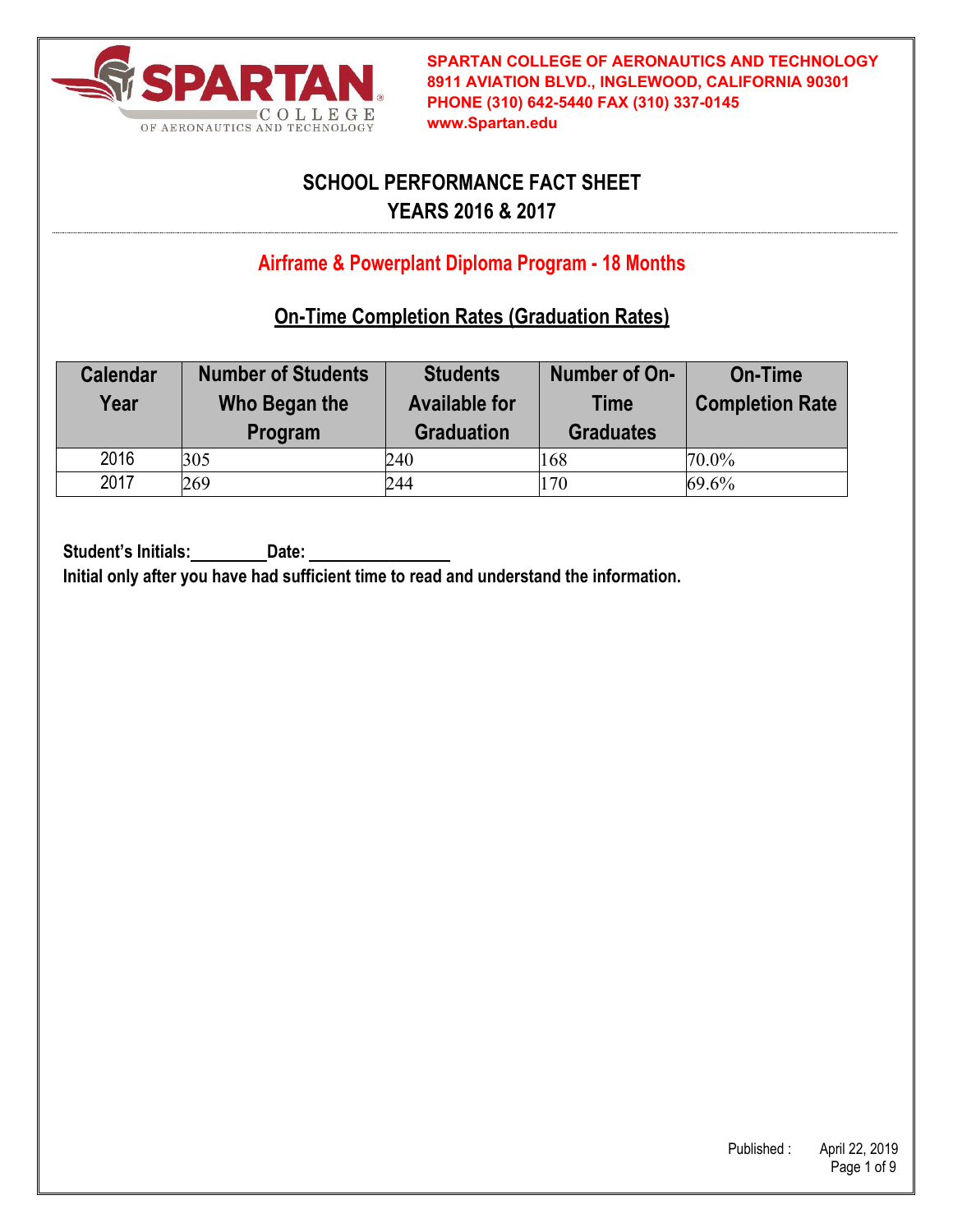**SPARTAN COLLEGE OF AERONAUTICS AND TECHNOLOGY**
**8911 AVIATION BLVD., INGLEWOOD, CALIFORNIA 90301**
**PHONE (310) 642-5440 FAX (310) 337-0145**
**www.Spartan.edu**

# SCHOOL PERFORMANCE FACT SHEET
# YEARS 2016 & 2017

## Airframe & Powerplant Diploma Program - 18 Months

### On-Time Completion Rates (Graduation Rates)

| Calendar Year | Number of Students Who Began the Program | Students Available for Graduation | Number of On-Time Graduates | On-Time Completion Rate |
|---|---|---|---|---|
| 2016 | 305 | 240 | 168 | 70.0% |
| 2017 | 269 | 244 | 170 | 69.6% |

**Student's Initials:\_\_\_\_\_\_\_\_ Date: \_\_\_\_\_\_\_\_\_\_\_\_\_\_\_**
**Initial only after you have had sufficient time to read and understand the information.**

Published : April 22, 2019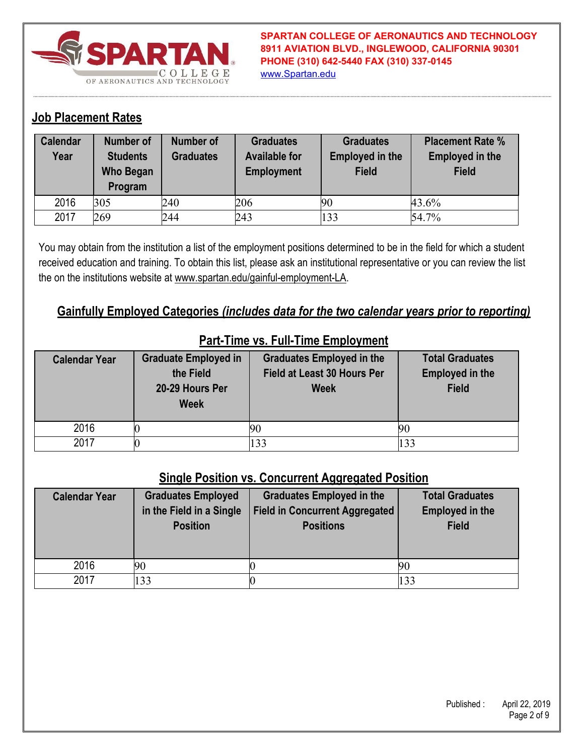## Job Placement Rates

| Calendar Year | Number of Students Who Began Program | Number of Graduates | Graduates Available for Employment | Graduates Employed in the Field | Placement Rate % Employed in the Field |
|---|---|---|---|---|---|
| 2016 | 305 | 240 | 206 | 90 | 43.6% |
| 2017 | 269 | 244 | 243 | 133 | 54.7% |

You may obtain from the institution a list of the employment positions determined to be in the field for which a student received education and training. To obtain this list, please ask an institutional representative or you can review the list the on the institutions website at www.spartan.edu/gainful-employment-LA.

## Gainfully Employed Categories *(includes data for the two calendar years prior to reporting)*

### Part-Time vs. Full-Time Employment

| Calendar Year | Graduate Employed in the Field 20-29 Hours Per Week | Graduates Employed in the Field at Least 30 Hours Per Week | Total Graduates Employed in the Field |
|---|---|---|---|
| 2016 | 0 | 90 | 90 |
| 2017 | 0 | 133 | 133 |

### Single Position vs. Concurrent Aggregated Position

| Calendar Year | Graduates Employed in the Field in a Single Position | Graduates Employed in the Field in Concurrent Aggregated Positions | Total Graduates Employed in the Field |
|---|---|---|---|
| 2016 | 90 | 0 | 90 |
| 2017 | 133 | 0 | 133 |

Published : April 22, 2019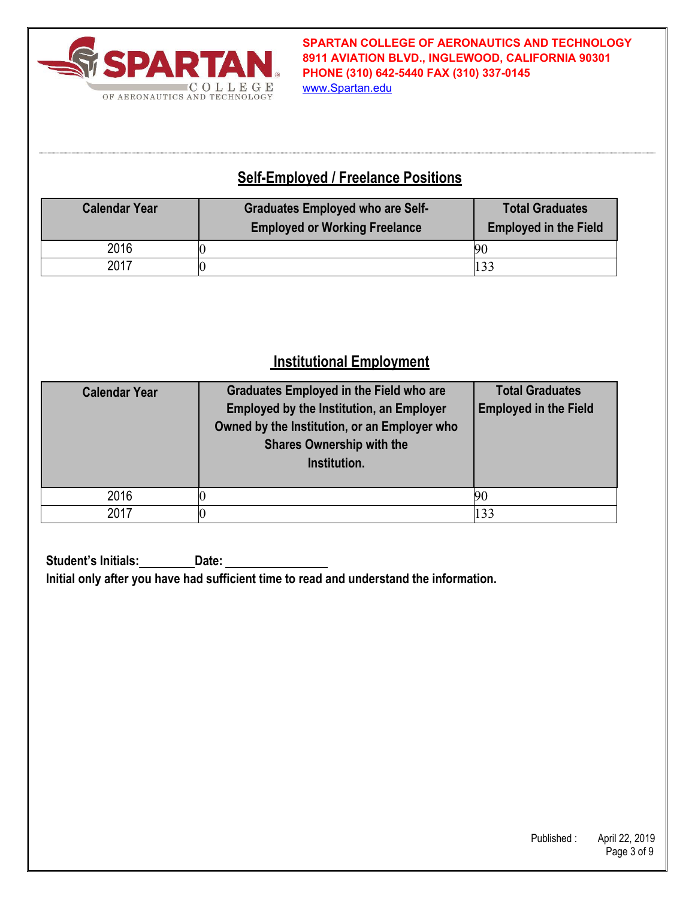## Self-Employed / Freelance Positions

| Calendar Year | Graduates Employed who are Self-Employed or Working Freelance | Total Graduates Employed in the Field |
|---|---|---|
| 2016 | 0 | 90 |
| 2017 | 0 | 133 |

## Institutional Employment

| Calendar Year | Graduates Employed in the Field who are Employed by the Institution, an Employer Owned by the Institution, or an Employer who Shares Ownership with the Institution. | Total Graduates Employed in the Field |
|---|---|---|
| 2016 | 0 | 90 |
| 2017 | 0 | 133 |

**Student's Initials:\_\_\_\_\_\_\_\_\_Date: \_\_\_\_\_\_\_\_\_\_\_\_\_\_\_\_**

**Initial only after you have had sufficient time to read and understand the information.**

Published : April 22, 2019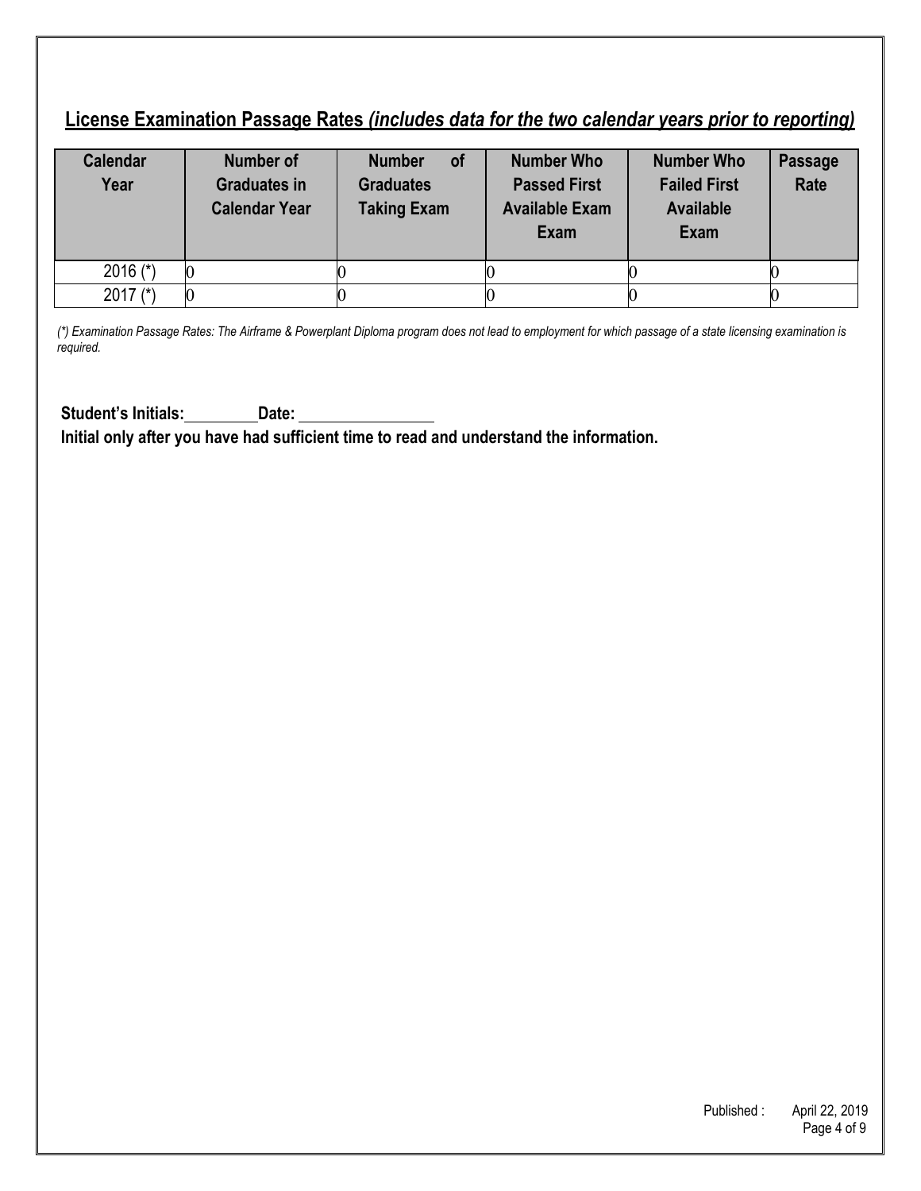## **License Examination Passage Rates** *(includes data for the two calendar years prior to reporting)*

| Calendar Year | Number of Graduates in Calendar Year | Number of Graduates Taking Exam | Number Who Passed First Available Exam Exam | Number Who Failed First Available Exam | Passage Rate |
|---|---|---|---|---|---|
| 2016 (*) | 0 | 0 | 0 | 0 | 0 |
| 2017 (*) | 0 | 0 | 0 | 0 | 0 |

*(*) Examination Passage Rates: The Airframe & Powerplant Diploma program does not lead to employment for which passage of a state licensing examination is required.*

**Student's Initials:\_\_\_\_\_\_\_\_\_ Date: \_\_\_\_\_\_\_\_\_\_\_\_\_\_\_\_**

**Initial only after you have had sufficient time to read and understand the information.**

Published : April 22, 2019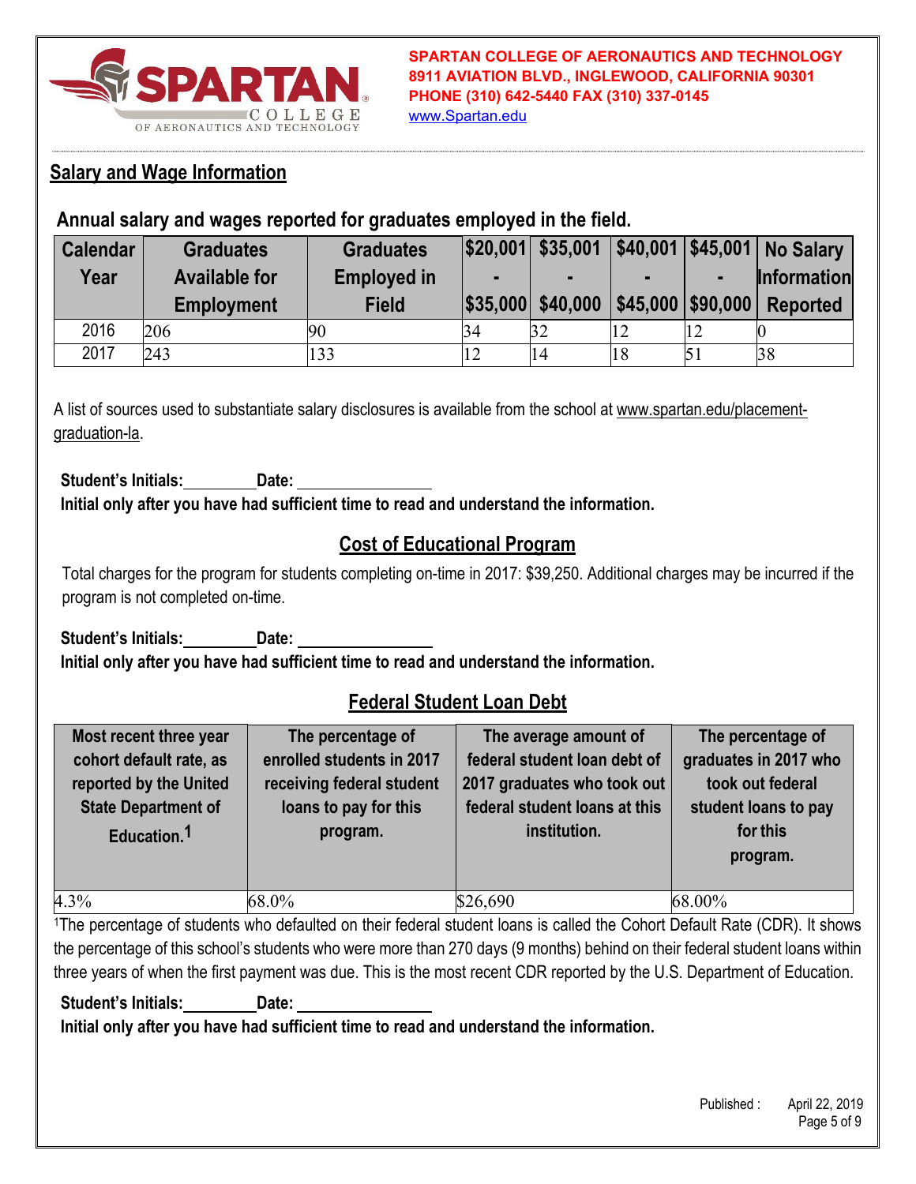SPARTAN COLLEGE OF AERONAUTICS AND TECHNOLOGY
8911 AVIATION BLVD., INGLEWOOD, CALIFORNIA 90301
PHONE (310) 642-5440 FAX (310) 337-0145
www.Spartan.edu

## Salary and Wage Information

### Annual salary and wages reported for graduates employed in the field.

| Calendar Year | Graduates Available for Employment | Graduates Employed in Field | $20,001 - $35,000 | $35,001 - $40,000 | $40,001 - $45,000 | $45,001 - $90,000 | No Salary Information Reported |
|---|---|---|---|---|---|---|---|
| 2016 | 206 | 90 | 34 | 32 | 12 | 12 | 0 |
| 2017 | 243 | 133 | 12 | 14 | 18 | 51 | 38 |

A list of sources used to substantiate salary disclosures is available from the school at www.spartan.edu/placement-graduation-la.

**Student's Initials:\_\_\_\_\_\_\_\_ Date: \_\_\_\_\_\_\_\_\_\_\_\_\_\_\_**
**Initial only after you have had sufficient time to read and understand the information.**

## Cost of Educational Program

Total charges for the program for students completing on-time in 2017: $39,250. Additional charges may be incurred if the program is not completed on-time.

**Student's Initials:\_\_\_\_\_\_\_\_ Date: \_\_\_\_\_\_\_\_\_\_\_\_\_\_\_**
**Initial only after you have had sufficient time to read and understand the information.**

## Federal Student Loan Debt

| Most recent three year cohort default rate, as reported by the United State Department of Education.[1] | The percentage of enrolled students in 2017 receiving federal student loans to pay for this program. | The average amount of federal student loan debt of 2017 graduates who took out federal student loans at this institution. | The percentage of graduates in 2017 who took out federal student loans to pay for this program. |
|---|---|---|---|
| 4.3% | 68.0% | $26,690 | 68.00% |

[1]The percentage of students who defaulted on their federal student loans is called the Cohort Default Rate (CDR). It shows the percentage of this school's students who were more than 270 days (9 months) behind on their federal student loans within three years of when the first payment was due. This is the most recent CDR reported by the U.S. Department of Education.

**Student's Initials:\_\_\_\_\_\_\_\_ Date: \_\_\_\_\_\_\_\_\_\_\_\_\_\_\_**
**Initial only after you have had sufficient time to read and understand the information.**

Published : April 22, 2019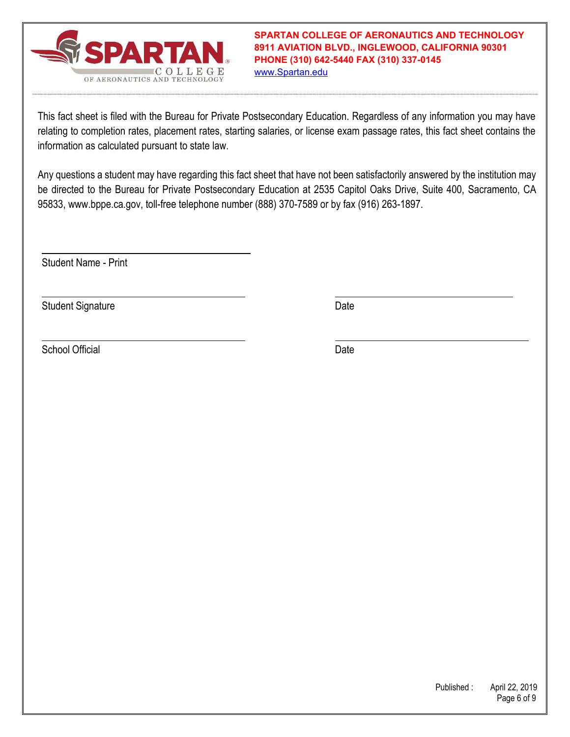**SPARTAN COLLEGE OF AERONAUTICS AND TECHNOLOGY**
**8911 AVIATION BLVD., INGLEWOOD, CALIFORNIA 90301**
**PHONE (310) 642-5440 FAX (310) 337-0145**
www.Spartan.edu

This fact sheet is filed with the Bureau for Private Postsecondary Education. Regardless of any information you may have relating to completion rates, placement rates, starting salaries, or license exam passage rates, this fact sheet contains the information as calculated pursuant to state law.

Any questions a student may have regarding this fact sheet that have not been satisfactorily answered by the institution may be directed to the Bureau for Private Postsecondary Education at 2535 Capitol Oaks Drive, Suite 400, Sacramento, CA 95833, www.bppe.ca.gov, toll-free telephone number (888) 370-7589 or by fax (916) 263-1897.

______________________________
Student Name - Print

______________________________ ______________________________
Student Signature Date

______________________________ ______________________________
School Official Date

Published : April 22, 2019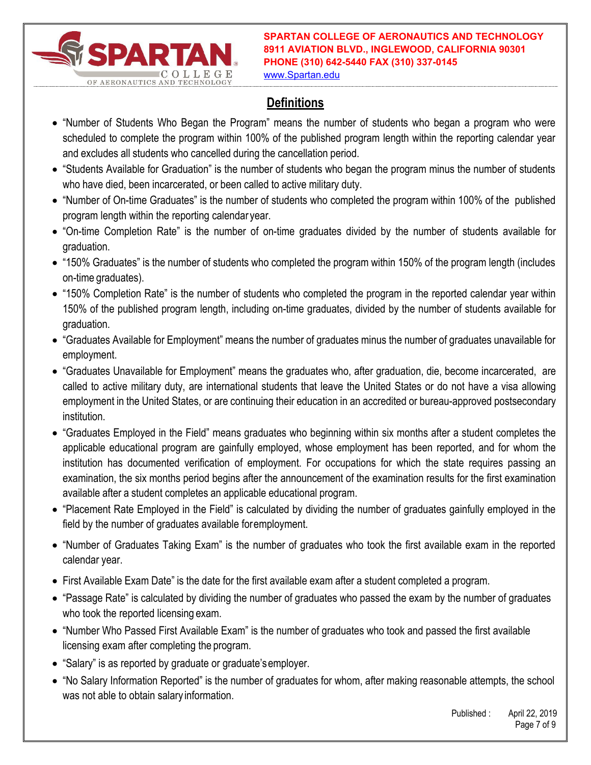## Definitions

- "Number of Students Who Began the Program" means the number of students who began a program who were scheduled to complete the program within 100% of the published program length within the reporting calendar year and excludes all students who cancelled during the cancellation period.
- "Students Available for Graduation" is the number of students who began the program minus the number of students who have died, been incarcerated, or been called to active military duty.
- "Number of On-time Graduates" is the number of students who completed the program within 100% of the published program length within the reporting calendar year.
- "On-time Completion Rate" is the number of on-time graduates divided by the number of students available for graduation.
- "150% Graduates" is the number of students who completed the program within 150% of the program length (includes on-time graduates).
- "150% Completion Rate" is the number of students who completed the program in the reported calendar year within 150% of the published program length, including on-time graduates, divided by the number of students available for graduation.
- "Graduates Available for Employment" means the number of graduates minus the number of graduates unavailable for employment.
- "Graduates Unavailable for Employment" means the graduates who, after graduation, die, become incarcerated, are called to active military duty, are international students that leave the United States or do not have a visa allowing employment in the United States, or are continuing their education in an accredited or bureau-approved postsecondary institution.
- "Graduates Employed in the Field" means graduates who beginning within six months after a student completes the applicable educational program are gainfully employed, whose employment has been reported, and for whom the institution has documented verification of employment. For occupations for which the state requires passing an examination, the six months period begins after the announcement of the examination results for the first examination available after a student completes an applicable educational program.
- "Placement Rate Employed in the Field" is calculated by dividing the number of graduates gainfully employed in the field by the number of graduates available for employment.
- "Number of Graduates Taking Exam" is the number of graduates who took the first available exam in the reported calendar year.
- First Available Exam Date" is the date for the first available exam after a student completed a program.
- "Passage Rate" is calculated by dividing the number of graduates who passed the exam by the number of graduates who took the reported licensing exam.
- "Number Who Passed First Available Exam" is the number of graduates who took and passed the first available licensing exam after completing the program.
- "Salary" is as reported by graduate or graduate's employer.
- "No Salary Information Reported" is the number of graduates for whom, after making reasonable attempts, the school was not able to obtain salary information.

Published : April 22, 2019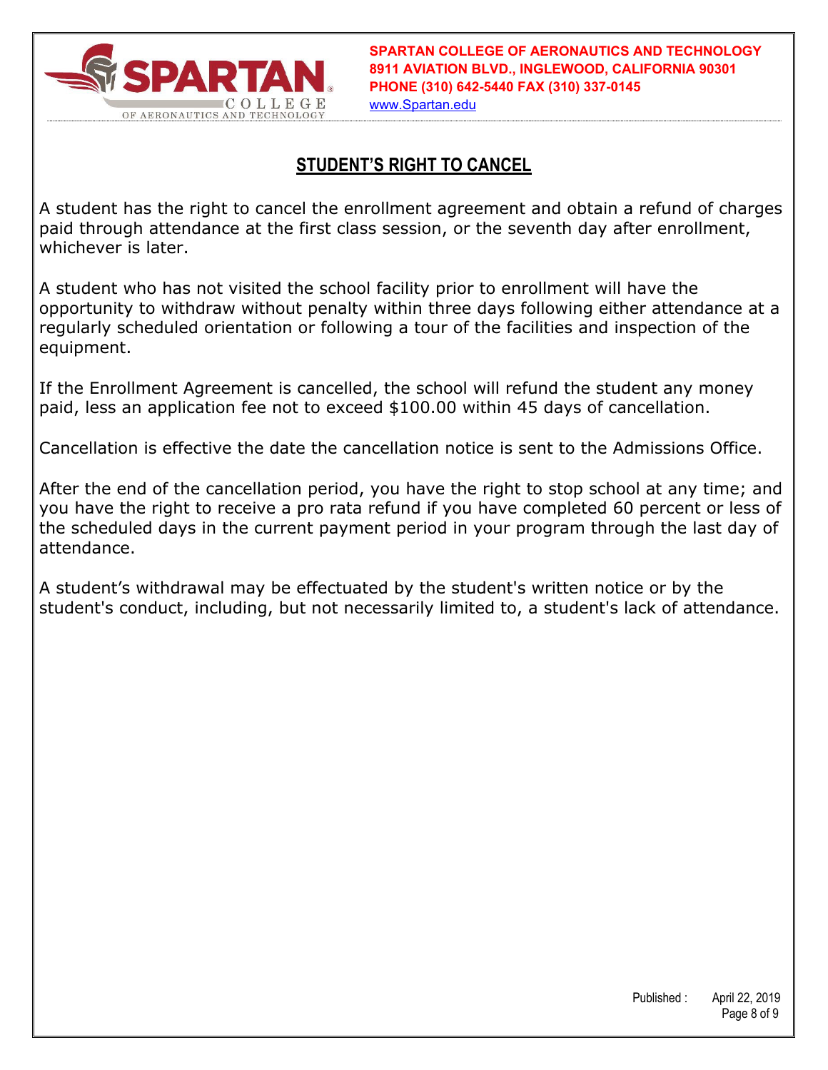## STUDENT'S RIGHT TO CANCEL

A student has the right to cancel the enrollment agreement and obtain a refund of charges paid through attendance at the first class session, or the seventh day after enrollment, whichever is later.

A student who has not visited the school facility prior to enrollment will have the opportunity to withdraw without penalty within three days following either attendance at a regularly scheduled orientation or following a tour of the facilities and inspection of the equipment.

If the Enrollment Agreement is cancelled, the school will refund the student any money paid, less an application fee not to exceed $100.00 within 45 days of cancellation.

Cancellation is effective the date the cancellation notice is sent to the Admissions Office.

After the end of the cancellation period, you have the right to stop school at any time; and you have the right to receive a pro rata refund if you have completed 60 percent or less of the scheduled days in the current payment period in your program through the last day of attendance.

A student's withdrawal may be effectuated by the student's written notice or by the student's conduct, including, but not necessarily limited to, a student's lack of attendance.

Published : April 22, 2019